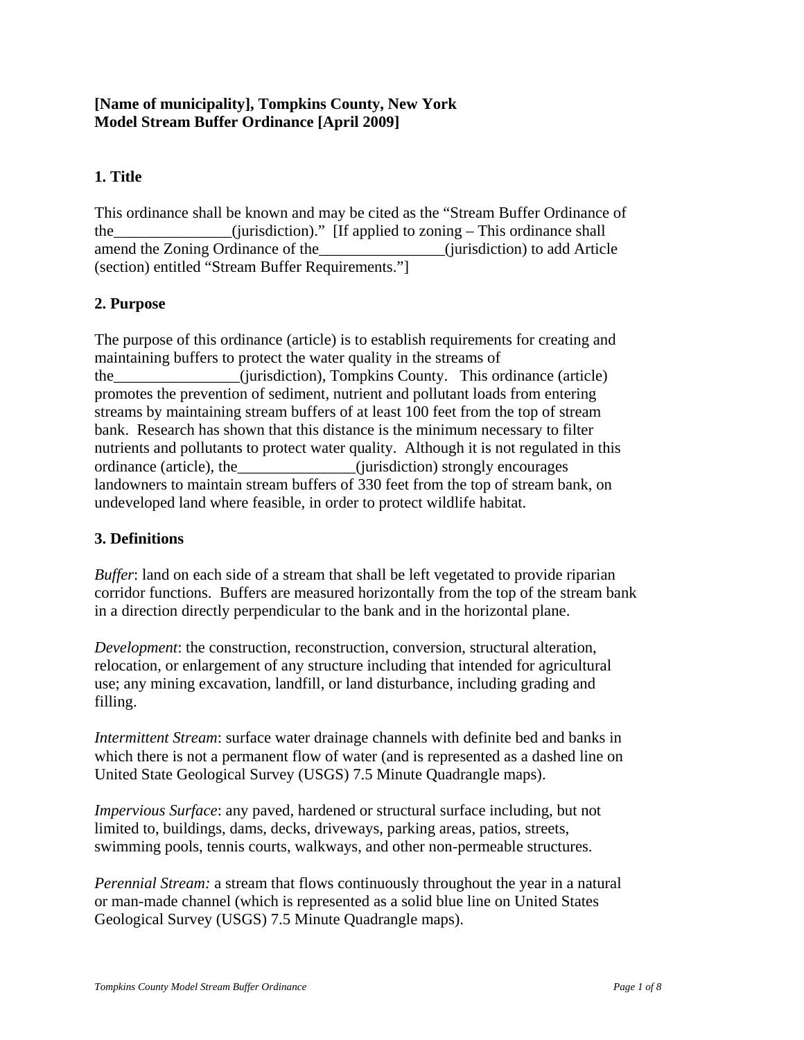**[Name of municipality], Tompkins County, New York**
**Model Stream Buffer Ordinance [April 2009]**

## 1. Title

This ordinance shall be known and may be cited as the "Stream Buffer Ordinance of the_______________(jurisdiction)." [If applied to zoning – This ordinance shall amend the Zoning Ordinance of the________________(jurisdiction) to add Article (section) entitled "Stream Buffer Requirements."]

## 2. Purpose

The purpose of this ordinance (article) is to establish requirements for creating and maintaining buffers to protect the water quality in the streams of the________________(jurisdiction), Tompkins County. This ordinance (article) promotes the prevention of sediment, nutrient and pollutant loads from entering streams by maintaining stream buffers of at least 100 feet from the top of stream bank. Research has shown that this distance is the minimum necessary to filter nutrients and pollutants to protect water quality. Although it is not regulated in this ordinance (article), the_______________(jurisdiction) strongly encourages landowners to maintain stream buffers of 330 feet from the top of stream bank, on undeveloped land where feasible, in order to protect wildlife habitat.

## 3. Definitions

*Buffer*: land on each side of a stream that shall be left vegetated to provide riparian corridor functions. Buffers are measured horizontally from the top of the stream bank in a direction directly perpendicular to the bank and in the horizontal plane.

*Development*: the construction, reconstruction, conversion, structural alteration, relocation, or enlargement of any structure including that intended for agricultural use; any mining excavation, landfill, or land disturbance, including grading and filling.

*Intermittent Stream*: surface water drainage channels with definite bed and banks in which there is not a permanent flow of water (and is represented as a dashed line on United State Geological Survey (USGS) 7.5 Minute Quadrangle maps).

*Impervious Surface*: any paved, hardened or structural surface including, but not limited to, buildings, dams, decks, driveways, parking areas, patios, streets, swimming pools, tennis courts, walkways, and other non-permeable structures.

*Perennial Stream:* a stream that flows continuously throughout the year in a natural or man-made channel (which is represented as a solid blue line on United States Geological Survey (USGS) 7.5 Minute Quadrangle maps).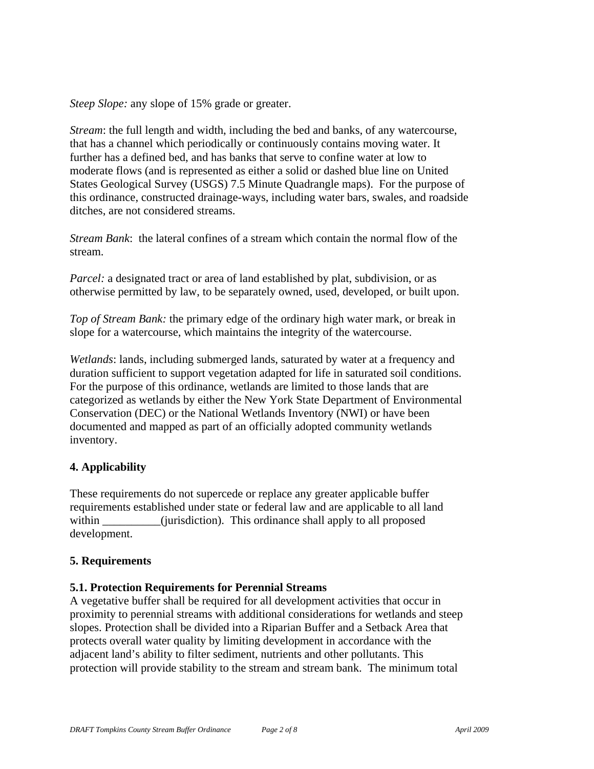*Steep Slope:* any slope of 15% grade or greater.

*Stream*: the full length and width, including the bed and banks, of any watercourse, that has a channel which periodically or continuously contains moving water. It further has a defined bed, and has banks that serve to confine water at low to moderate flows (and is represented as either a solid or dashed blue line on United States Geological Survey (USGS) 7.5 Minute Quadrangle maps). For the purpose of this ordinance, constructed drainage-ways, including water bars, swales, and roadside ditches, are not considered streams.

*Stream Bank*: the lateral confines of a stream which contain the normal flow of the stream.

*Parcel:* a designated tract or area of land established by plat, subdivision, or as otherwise permitted by law, to be separately owned, used, developed, or built upon.

*Top of Stream Bank:* the primary edge of the ordinary high water mark, or break in slope for a watercourse, which maintains the integrity of the watercourse.

*Wetlands*: lands, including submerged lands, saturated by water at a frequency and duration sufficient to support vegetation adapted for life in saturated soil conditions. For the purpose of this ordinance, wetlands are limited to those lands that are categorized as wetlands by either the New York State Department of Environmental Conservation (DEC) or the National Wetlands Inventory (NWI) or have been documented and mapped as part of an officially adopted community wetlands inventory.

## 4. Applicability

These requirements do not supercede or replace any greater applicable buffer requirements established under state or federal law and are applicable to all land within __________(jurisdiction). This ordinance shall apply to all proposed development.

## 5. Requirements

### 5.1. Protection Requirements for Perennial Streams

A vegetative buffer shall be required for all development activities that occur in proximity to perennial streams with additional considerations for wetlands and steep slopes. Protection shall be divided into a Riparian Buffer and a Setback Area that protects overall water quality by limiting development in accordance with the adjacent land's ability to filter sediment, nutrients and other pollutants. This protection will provide stability to the stream and stream bank. The minimum total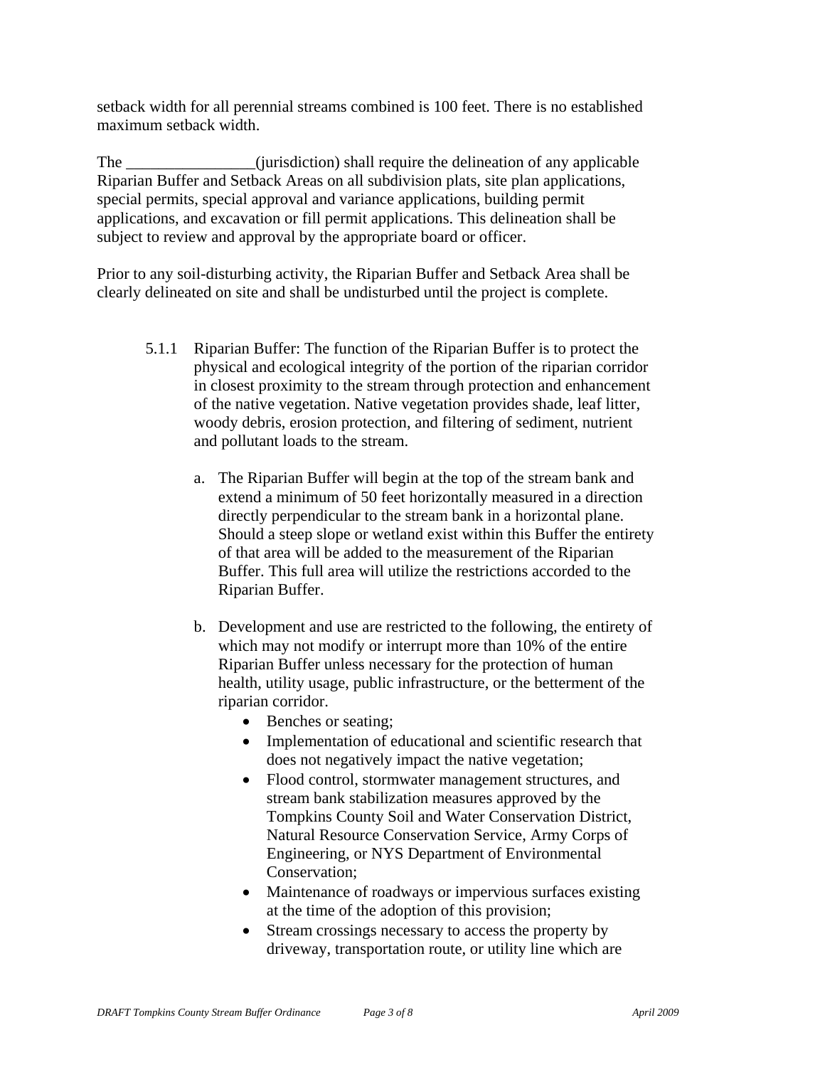setback width for all perennial streams combined is 100 feet. There is no established maximum setback width.

The ________________(jurisdiction) shall require the delineation of any applicable Riparian Buffer and Setback Areas on all subdivision plats, site plan applications, special permits, special approval and variance applications, building permit applications, and excavation or fill permit applications. This delineation shall be subject to review and approval by the appropriate board or officer.

Prior to any soil-disturbing activity, the Riparian Buffer and Setback Area shall be clearly delineated on site and shall be undisturbed until the project is complete.

5.1.1 Riparian Buffer: The function of the Riparian Buffer is to protect the physical and ecological integrity of the portion of the riparian corridor in closest proximity to the stream through protection and enhancement of the native vegetation. Native vegetation provides shade, leaf litter, woody debris, erosion protection, and filtering of sediment, nutrient and pollutant loads to the stream.

a. The Riparian Buffer will begin at the top of the stream bank and extend a minimum of 50 feet horizontally measured in a direction directly perpendicular to the stream bank in a horizontal plane. Should a steep slope or wetland exist within this Buffer the entirety of that area will be added to the measurement of the Riparian Buffer. This full area will utilize the restrictions accorded to the Riparian Buffer.

b. Development and use are restricted to the following, the entirety of which may not modify or interrupt more than 10% of the entire Riparian Buffer unless necessary for the protection of human health, utility usage, public infrastructure, or the betterment of the riparian corridor.
   - Benches or seating;
   - Implementation of educational and scientific research that does not negatively impact the native vegetation;
   - Flood control, stormwater management structures, and stream bank stabilization measures approved by the Tompkins County Soil and Water Conservation District, Natural Resource Conservation Service, Army Corps of Engineering, or NYS Department of Environmental Conservation;
   - Maintenance of roadways or impervious surfaces existing at the time of the adoption of this provision;
   - Stream crossings necessary to access the property by driveway, transportation route, or utility line which are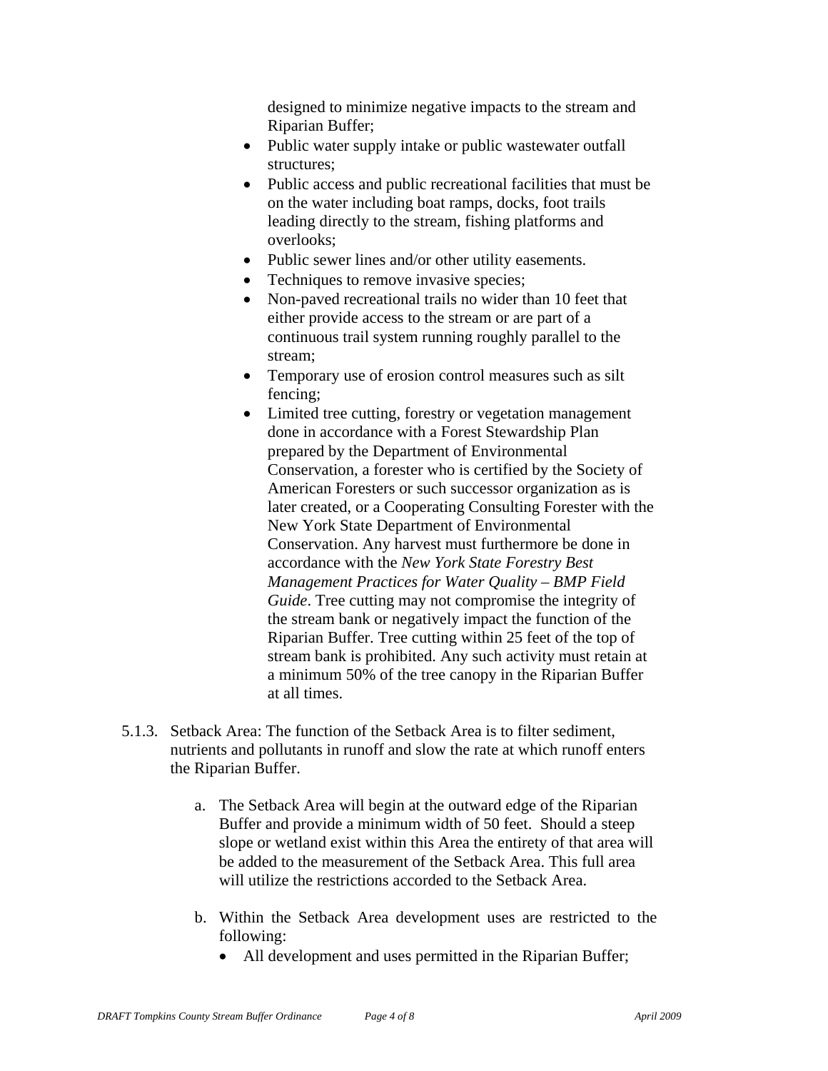designed to minimize negative impacts to the stream and Riparian Buffer;

- Public water supply intake or public wastewater outfall structures;
- Public access and public recreational facilities that must be on the water including boat ramps, docks, foot trails leading directly to the stream, fishing platforms and overlooks;
- Public sewer lines and/or other utility easements.
- Techniques to remove invasive species;
- Non-paved recreational trails no wider than 10 feet that either provide access to the stream or are part of a continuous trail system running roughly parallel to the stream;
- Temporary use of erosion control measures such as silt fencing;
- Limited tree cutting, forestry or vegetation management done in accordance with a Forest Stewardship Plan prepared by the Department of Environmental Conservation, a forester who is certified by the Society of American Foresters or such successor organization as is later created, or a Cooperating Consulting Forester with the New York State Department of Environmental Conservation. Any harvest must furthermore be done in accordance with the *New York State Forestry Best Management Practices for Water Quality – BMP Field Guide*. Tree cutting may not compromise the integrity of the stream bank or negatively impact the function of the Riparian Buffer. Tree cutting within 25 feet of the top of stream bank is prohibited. Any such activity must retain at a minimum 50% of the tree canopy in the Riparian Buffer at all times.

5.1.3. Setback Area: The function of the Setback Area is to filter sediment, nutrients and pollutants in runoff and slow the rate at which runoff enters the Riparian Buffer.

a. The Setback Area will begin at the outward edge of the Riparian Buffer and provide a minimum width of 50 feet. Should a steep slope or wetland exist within this Area the entirety of that area will be added to the measurement of the Setback Area. This full area will utilize the restrictions accorded to the Setback Area.

b. Within the Setback Area development uses are restricted to the following:

- All development and uses permitted in the Riparian Buffer;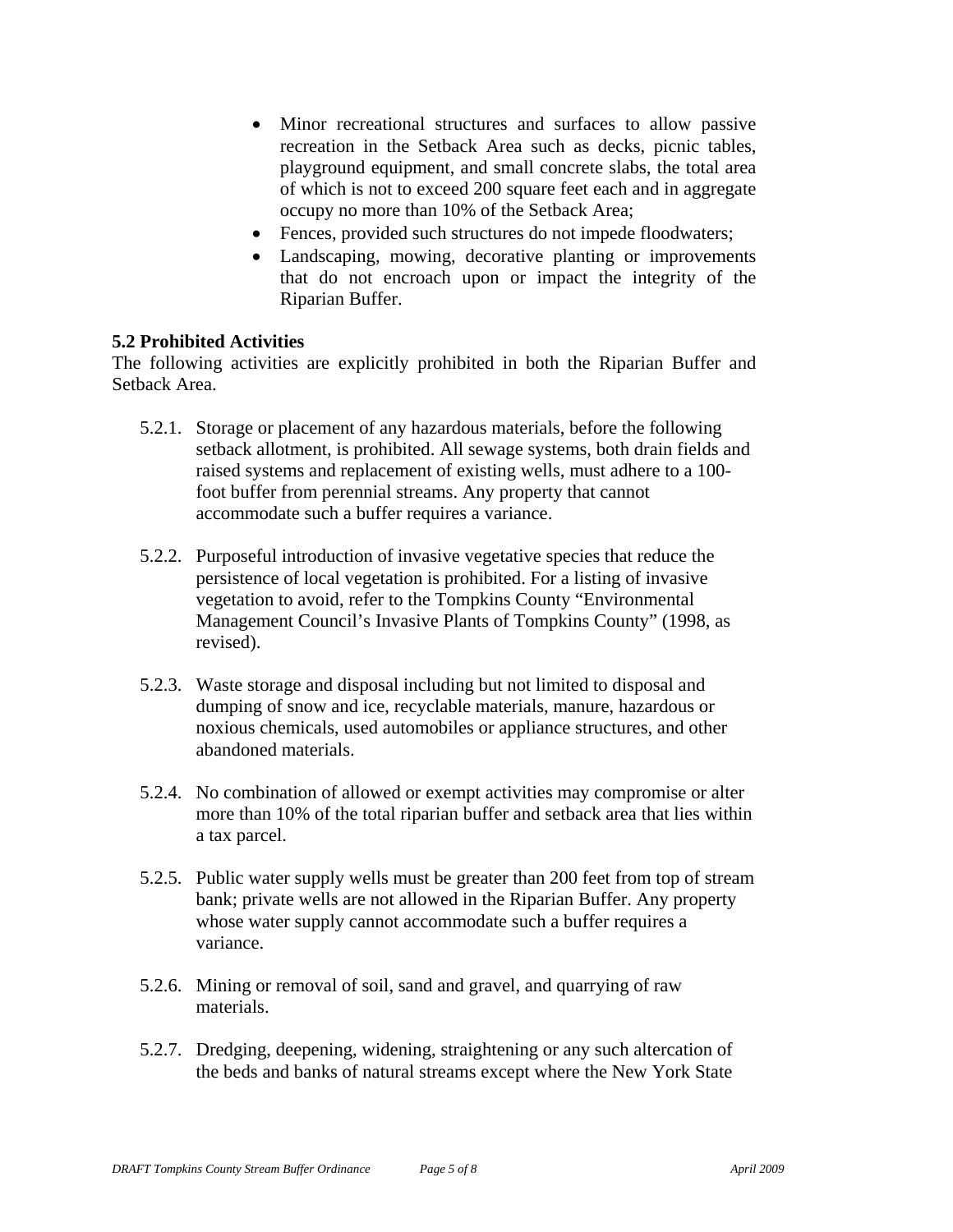- Minor recreational structures and surfaces to allow passive recreation in the Setback Area such as decks, picnic tables, playground equipment, and small concrete slabs, the total area of which is not to exceed 200 square feet each and in aggregate occupy no more than 10% of the Setback Area;
- Fences, provided such structures do not impede floodwaters;
- Landscaping, mowing, decorative planting or improvements that do not encroach upon or impact the integrity of the Riparian Buffer.

**5.2 Prohibited Activities**

The following activities are explicitly prohibited in both the Riparian Buffer and Setback Area.

5.2.1. Storage or placement of any hazardous materials, before the following setback allotment, is prohibited. All sewage systems, both drain fields and raised systems and replacement of existing wells, must adhere to a 100-foot buffer from perennial streams. Any property that cannot accommodate such a buffer requires a variance.

5.2.2. Purposeful introduction of invasive vegetative species that reduce the persistence of local vegetation is prohibited. For a listing of invasive vegetation to avoid, refer to the Tompkins County "Environmental Management Council's Invasive Plants of Tompkins County" (1998, as revised).

5.2.3. Waste storage and disposal including but not limited to disposal and dumping of snow and ice, recyclable materials, manure, hazardous or noxious chemicals, used automobiles or appliance structures, and other abandoned materials.

5.2.4. No combination of allowed or exempt activities may compromise or alter more than 10% of the total riparian buffer and setback area that lies within a tax parcel.

5.2.5. Public water supply wells must be greater than 200 feet from top of stream bank; private wells are not allowed in the Riparian Buffer. Any property whose water supply cannot accommodate such a buffer requires a variance.

5.2.6. Mining or removal of soil, sand and gravel, and quarrying of raw materials.

5.2.7. Dredging, deepening, widening, straightening or any such altercation of the beds and banks of natural streams except where the New York State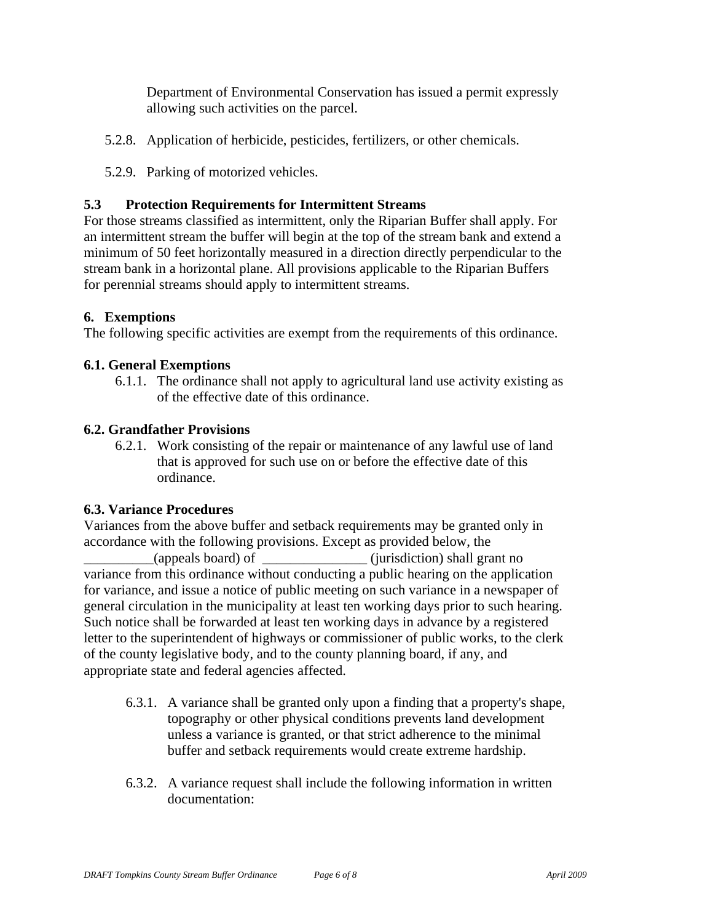Department of Environmental Conservation has issued a permit expressly allowing such activities on the parcel.

5.2.8. Application of herbicide, pesticides, fertilizers, or other chemicals.

5.2.9. Parking of motorized vehicles.

**5.3 Protection Requirements for Intermittent Streams**

For those streams classified as intermittent, only the Riparian Buffer shall apply. For an intermittent stream the buffer will begin at the top of the stream bank and extend a minimum of 50 feet horizontally measured in a direction directly perpendicular to the stream bank in a horizontal plane. All provisions applicable to the Riparian Buffers for perennial streams should apply to intermittent streams.

**6. Exemptions**

The following specific activities are exempt from the requirements of this ordinance.

**6.1. General Exemptions**

6.1.1. The ordinance shall not apply to agricultural land use activity existing as of the effective date of this ordinance.

**6.2. Grandfather Provisions**

6.2.1. Work consisting of the repair or maintenance of any lawful use of land that is approved for such use on or before the effective date of this ordinance.

**6.3. Variance Procedures**

Variances from the above buffer and setback requirements may be granted only in accordance with the following provisions. Except as provided below, the __________(appeals board) of _______________ (jurisdiction) shall grant no variance from this ordinance without conducting a public hearing on the application for variance, and issue a notice of public meeting on such variance in a newspaper of general circulation in the municipality at least ten working days prior to such hearing. Such notice shall be forwarded at least ten working days in advance by a registered letter to the superintendent of highways or commissioner of public works, to the clerk of the county legislative body, and to the county planning board, if any, and appropriate state and federal agencies affected.

6.3.1. A variance shall be granted only upon a finding that a property's shape, topography or other physical conditions prevents land development unless a variance is granted, or that strict adherence to the minimal buffer and setback requirements would create extreme hardship.

6.3.2. A variance request shall include the following information in written documentation: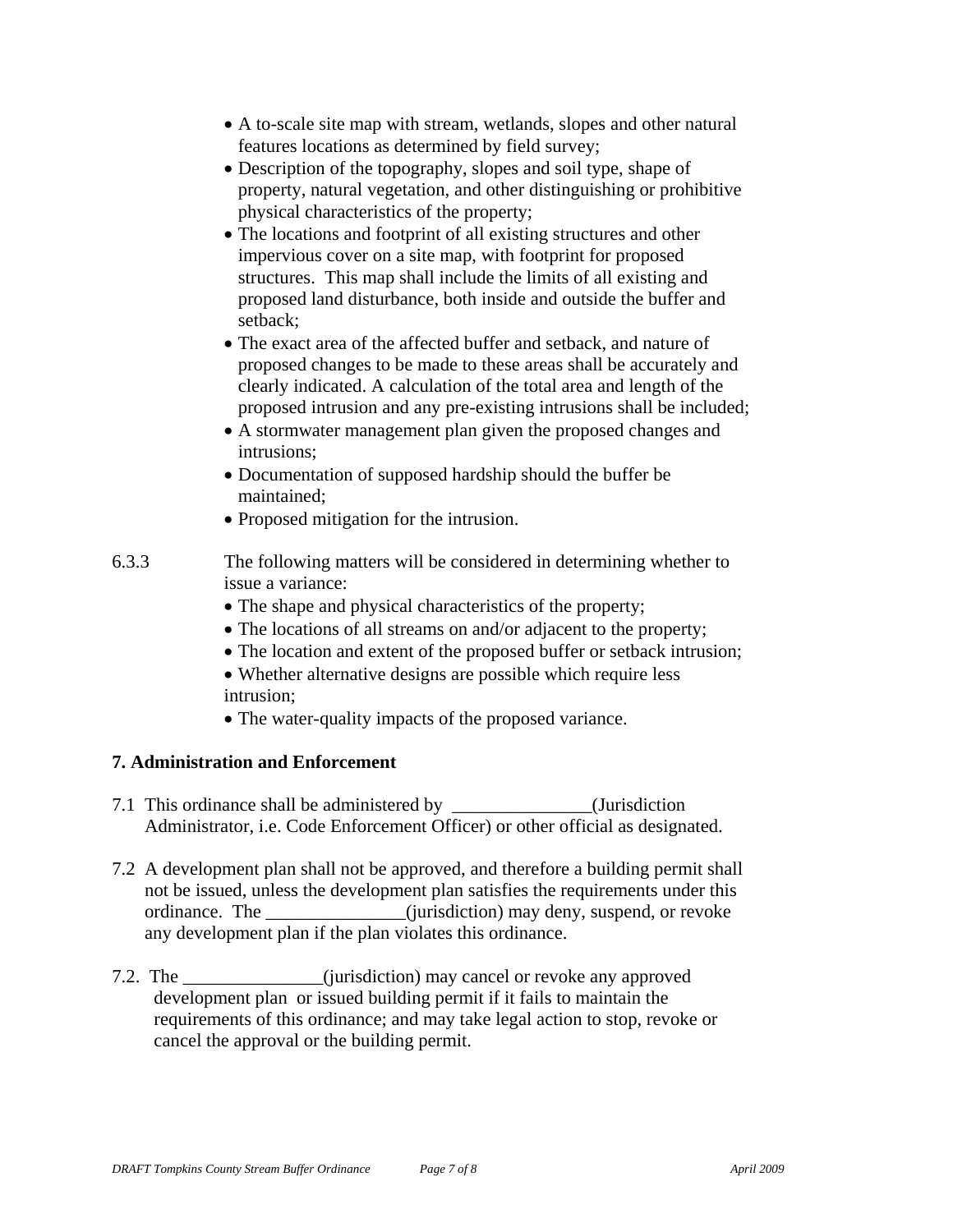- A to-scale site map with stream, wetlands, slopes and other natural features locations as determined by field survey;
- Description of the topography, slopes and soil type, shape of property, natural vegetation, and other distinguishing or prohibitive physical characteristics of the property;
- The locations and footprint of all existing structures and other impervious cover on a site map, with footprint for proposed structures. This map shall include the limits of all existing and proposed land disturbance, both inside and outside the buffer and setback;
- The exact area of the affected buffer and setback, and nature of proposed changes to be made to these areas shall be accurately and clearly indicated. A calculation of the total area and length of the proposed intrusion and any pre-existing intrusions shall be included;
- A stormwater management plan given the proposed changes and intrusions;
- Documentation of supposed hardship should the buffer be maintained;
- Proposed mitigation for the intrusion.

6.3.3 The following matters will be considered in determining whether to issue a variance:

- The shape and physical characteristics of the property;
- The locations of all streams on and/or adjacent to the property;
- The location and extent of the proposed buffer or setback intrusion;
- Whether alternative designs are possible which require less intrusion;
- The water-quality impacts of the proposed variance.

**7. Administration and Enforcement**

7.1 This ordinance shall be administered by _______________(Jurisdiction Administrator, i.e. Code Enforcement Officer) or other official as designated.

7.2 A development plan shall not be approved, and therefore a building permit shall not be issued, unless the development plan satisfies the requirements under this ordinance. The _______________(jurisdiction) may deny, suspend, or revoke any development plan if the plan violates this ordinance.

7.2. The _______________(jurisdiction) may cancel or revoke any approved development plan or issued building permit if it fails to maintain the requirements of this ordinance; and may take legal action to stop, revoke or cancel the approval or the building permit.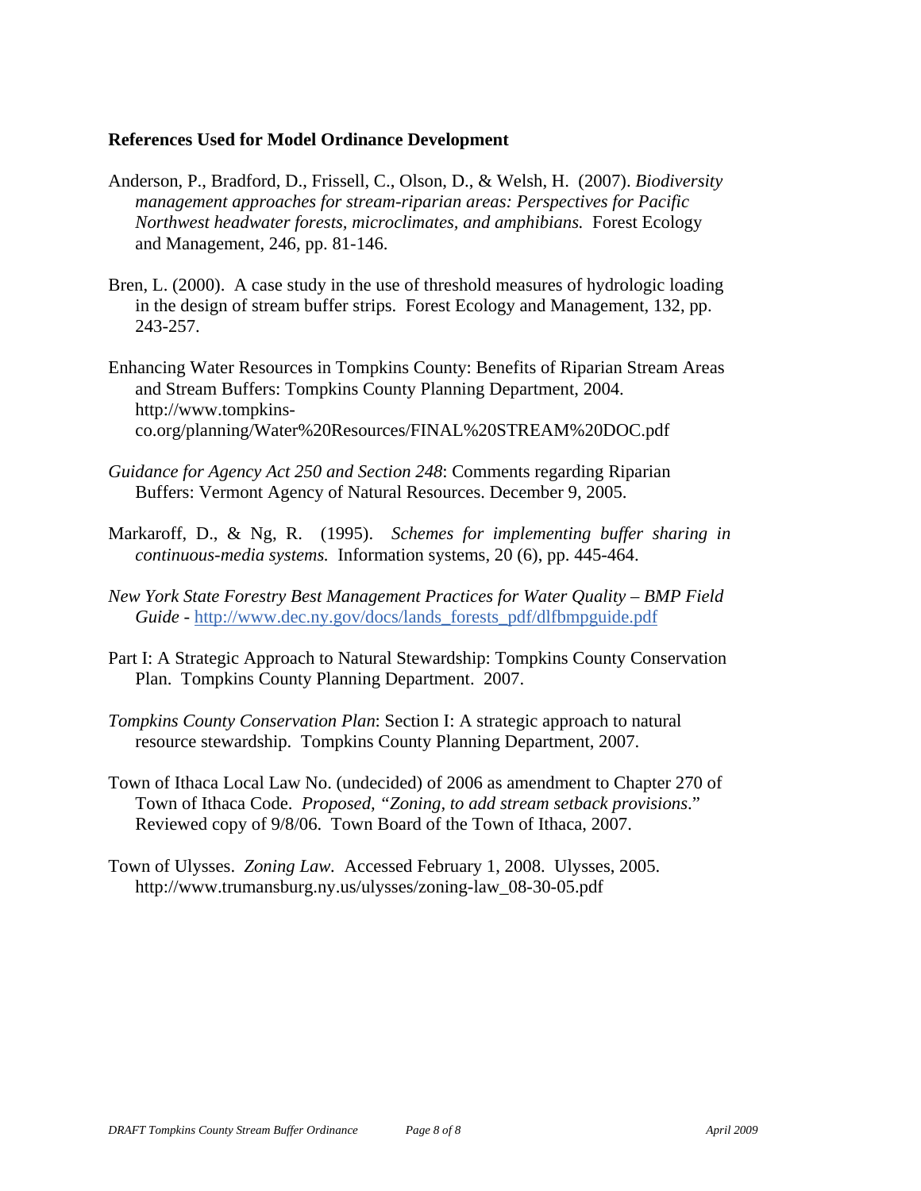**References Used for Model Ordinance Development**

Anderson, P., Bradford, D., Frissell, C., Olson, D., & Welsh, H. (2007). *Biodiversity management approaches for stream-riparian areas: Perspectives for Pacific Northwest headwater forests, microclimates, and amphibians.* Forest Ecology and Management, 246, pp. 81-146.

Bren, L. (2000). A case study in the use of threshold measures of hydrologic loading in the design of stream buffer strips. Forest Ecology and Management, 132, pp. 243-257.

Enhancing Water Resources in Tompkins County: Benefits of Riparian Stream Areas and Stream Buffers: Tompkins County Planning Department, 2004. http://www.tompkins-co.org/planning/Water%20Resources/FINAL%20STREAM%20DOC.pdf

*Guidance for Agency Act 250 and Section 248*: Comments regarding Riparian Buffers: Vermont Agency of Natural Resources. December 9, 2005.

Markaroff, D., & Ng, R. (1995). *Schemes for implementing buffer sharing in continuous-media systems.* Information systems, 20 (6), pp. 445-464.

*New York State Forestry Best Management Practices for Water Quality – BMP Field Guide* - http://www.dec.ny.gov/docs/lands_forests_pdf/dlfbmpguide.pdf

Part I: A Strategic Approach to Natural Stewardship: Tompkins County Conservation Plan. Tompkins County Planning Department. 2007.

*Tompkins County Conservation Plan*: Section I: A strategic approach to natural resource stewardship. Tompkins County Planning Department, 2007.

Town of Ithaca Local Law No. (undecided) of 2006 as amendment to Chapter 270 of Town of Ithaca Code. *Proposed, "Zoning, to add stream setback provisions*." Reviewed copy of 9/8/06. Town Board of the Town of Ithaca, 2007.

Town of Ulysses. *Zoning Law.* Accessed February 1, 2008. Ulysses, 2005. http://www.trumansburg.ny.us/ulysses/zoning-law_08-30-05.pdf